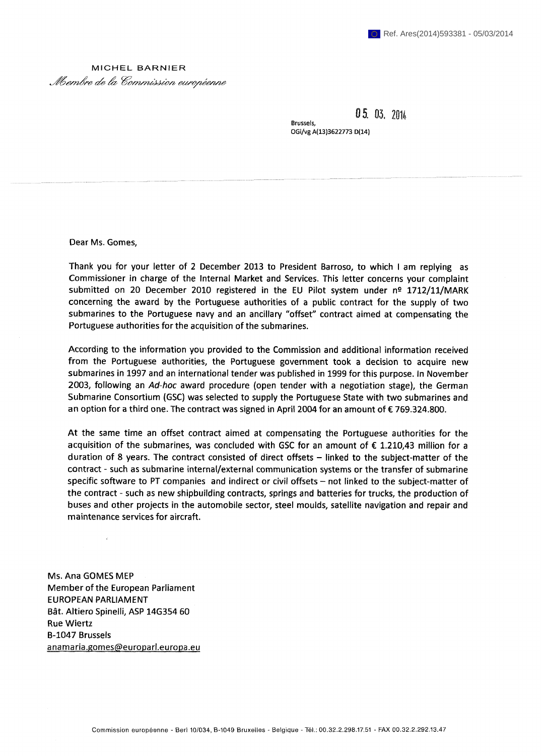Ref. Ares(2014)593381 - 05/03/2014

MICHEL BARNIER

*Membre de la Commission européenne*

05. 03. 2014

Brussels,
OGi/vg A(13)3622773 D(14)

Dear Ms. Gomes,

Thank you for your letter of 2 December 2013 to President Barroso, to which I am replying as Commissioner in charge of the Internal Market and Services. This letter concerns your complaint submitted on 20 December 2010 registered in the EU Pilot system under nº 1712/11/MARK concerning the award by the Portuguese authorities of a public contract for the supply of two submarines to the Portuguese navy and an ancillary "offset" contract aimed at compensating the Portuguese authorities for the acquisition of the submarines.

According to the information you provided to the Commission and additional information received from the Portuguese authorities, the Portuguese government took a decision to acquire new submarines in 1997 and an international tender was published in 1999 for this purpose. In November 2003, following an *Ad-hoc* award procedure (open tender with a negotiation stage), the German Submarine Consortium (GSC) was selected to supply the Portuguese State with two submarines and an option for a third one. The contract was signed in April 2004 for an amount of € 769.324.800.

At the same time an offset contract aimed at compensating the Portuguese authorities for the acquisition of the submarines, was concluded with GSC for an amount of € 1.210,43 million for a duration of 8 years. The contract consisted of direct offsets – linked to the subject-matter of the contract - such as submarine internal/external communication systems or the transfer of submarine specific software to PT companies and indirect or civil offsets – not linked to the subject-matter of the contract - such as new shipbuilding contracts, springs and batteries for trucks, the production of buses and other projects in the automobile sector, steel moulds, satellite navigation and repair and maintenance services for aircraft.

Ms. Ana GOMES MEP
Member of the European Parliament
EUROPEAN PARLIAMENT
Bât. Altiero Spinelli, ASP 14G354 60
Rue Wiertz
B-1047 Brussels
anamaria.gomes@europarl.europa.eu

Commission européenne - Berl 10/034, B-1049 Bruxelles - Belgique - Tél.: 00.32.2.298.17.51 - FAX 00.32.2.292.13.47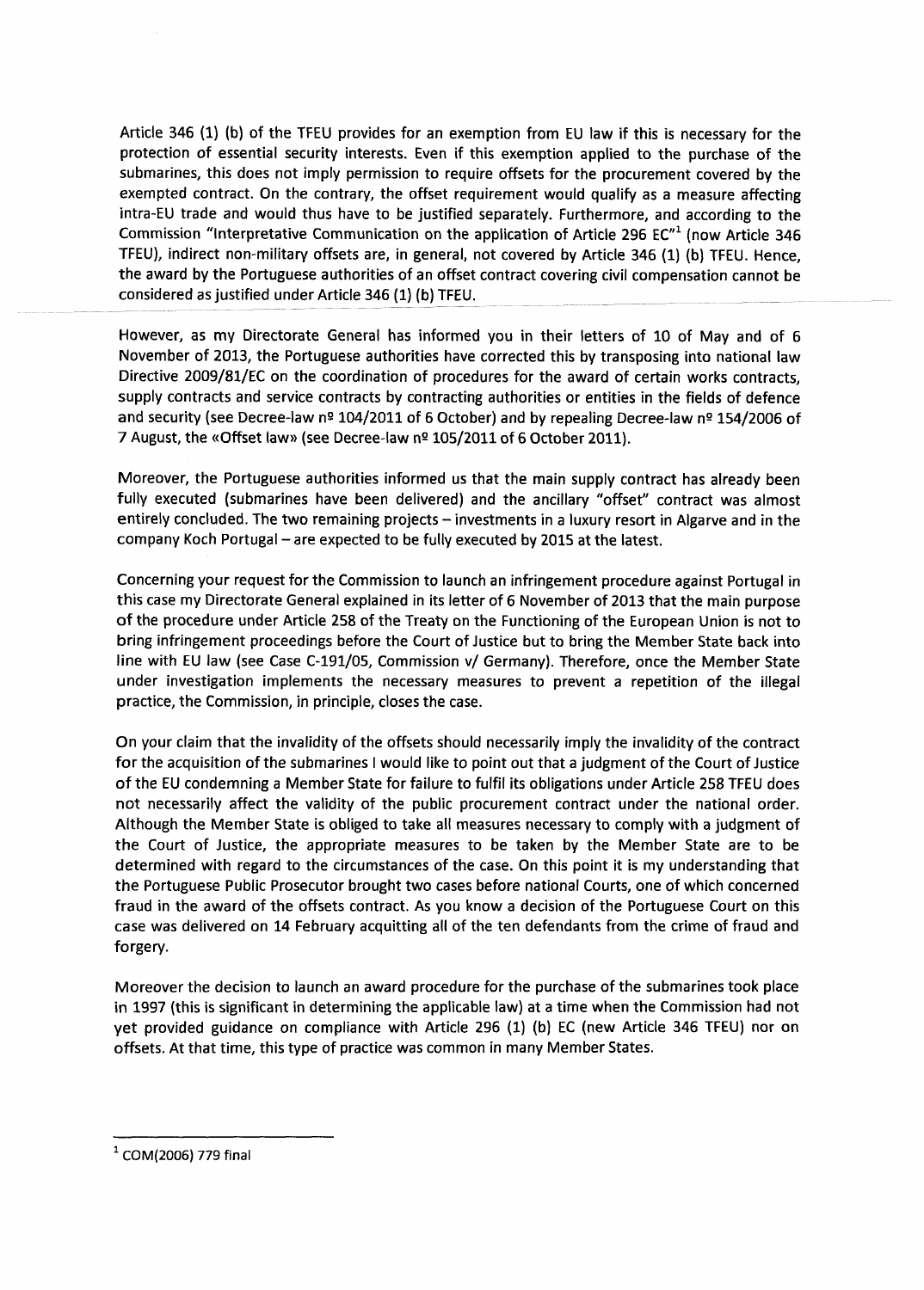Article 346 (1) (b) of the TFEU provides for an exemption from EU law if this is necessary for the protection of essential security interests. Even if this exemption applied to the purchase of the submarines, this does not imply permission to require offsets for the procurement covered by the exempted contract. On the contrary, the offset requirement would qualify as a measure affecting intra-EU trade and would thus have to be justified separately. Furthermore, and according to the Commission "Interpretative Communication on the application of Article 296 EC"[1] (now Article 346 TFEU), indirect non-military offsets are, in general, not covered by Article 346 (1) (b) TFEU. Hence, the award by the Portuguese authorities of an offset contract covering civil compensation cannot be considered as justified under Article 346 (1) (b) TFEU.

However, as my Directorate General has informed you in their letters of 10 of May and of 6 November of 2013, the Portuguese authorities have corrected this by transposing into national law Directive 2009/81/EC on the coordination of procedures for the award of certain works contracts, supply contracts and service contracts by contracting authorities or entities in the fields of defence and security (see Decree-law nº 104/2011 of 6 October) and by repealing Decree-law nº 154/2006 of 7 August, the «Offset law» (see Decree-law nº 105/2011 of 6 October 2011).

Moreover, the Portuguese authorities informed us that the main supply contract has already been fully executed (submarines have been delivered) and the ancillary "offset" contract was almost entirely concluded. The two remaining projects – investments in a luxury resort in Algarve and in the company Koch Portugal – are expected to be fully executed by 2015 at the latest.

Concerning your request for the Commission to launch an infringement procedure against Portugal in this case my Directorate General explained in its letter of 6 November of 2013 that the main purpose of the procedure under Article 258 of the Treaty on the Functioning of the European Union is not to bring infringement proceedings before the Court of Justice but to bring the Member State back into line with EU law (see Case C-191/05, Commission v/ Germany). Therefore, once the Member State under investigation implements the necessary measures to prevent a repetition of the illegal practice, the Commission, in principle, closes the case.

On your claim that the invalidity of the offsets should necessarily imply the invalidity of the contract for the acquisition of the submarines I would like to point out that a judgment of the Court of Justice of the EU condemning a Member State for failure to fulfil its obligations under Article 258 TFEU does not necessarily affect the validity of the public procurement contract under the national order. Although the Member State is obliged to take all measures necessary to comply with a judgment of the Court of Justice, the appropriate measures to be taken by the Member State are to be determined with regard to the circumstances of the case. On this point it is my understanding that the Portuguese Public Prosecutor brought two cases before national Courts, one of which concerned fraud in the award of the offsets contract. As you know a decision of the Portuguese Court on this case was delivered on 14 February acquitting all of the ten defendants from the crime of fraud and forgery.

Moreover the decision to launch an award procedure for the purchase of the submarines took place in 1997 (this is significant in determining the applicable law) at a time when the Commission had not yet provided guidance on compliance with Article 296 (1) (b) EC (new Article 346 TFEU) nor on offsets. At that time, this type of practice was common in many Member States.

[1] COM(2006) 779 final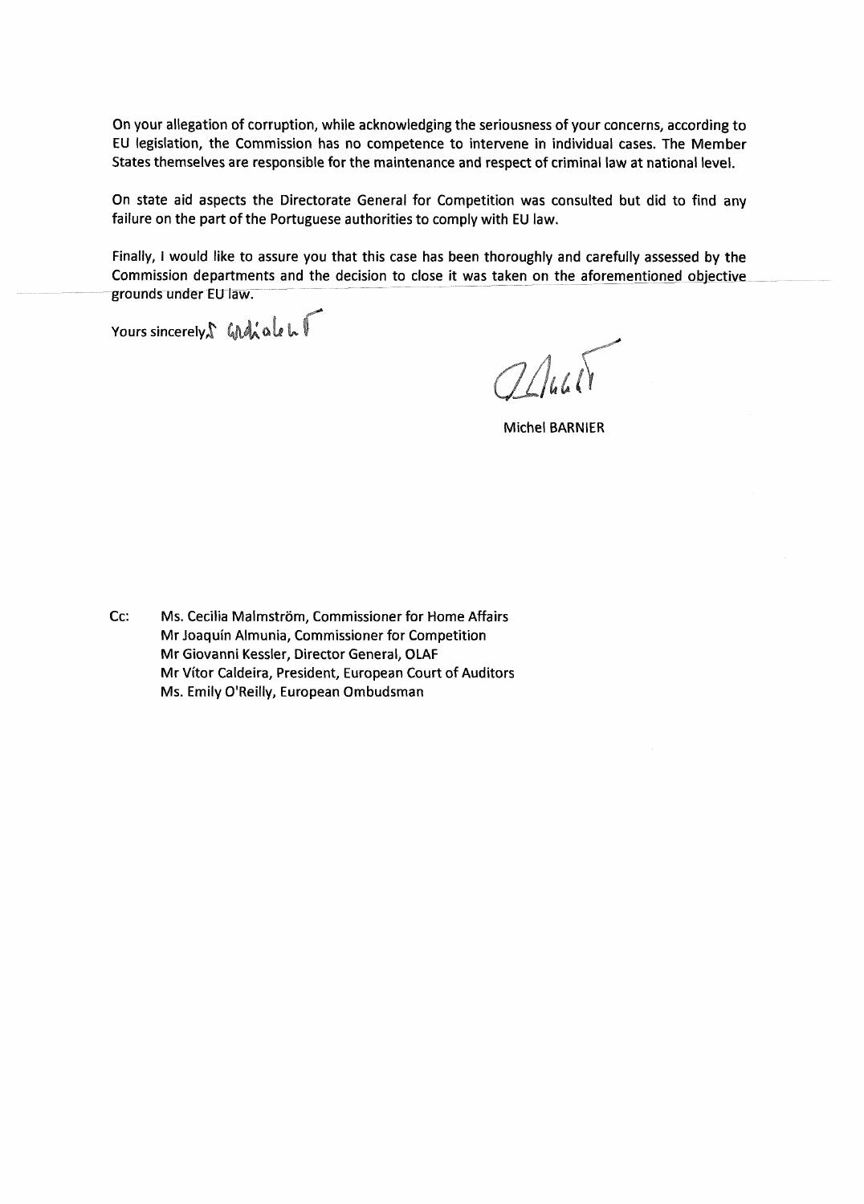On your allegation of corruption, while acknowledging the seriousness of your concerns, according to EU legislation, the Commission has no competence to intervene in individual cases. The Member States themselves are responsible for the maintenance and respect of criminal law at national level.

On state aid aspects the Directorate General for Competition was consulted but did to find any failure on the part of the Portuguese authorities to comply with EU law.

Finally, I would like to assure you that this case has been thoroughly and carefully assessed by the Commission departments and the decision to close it was taken on the aforementioned objective grounds under EU law.

Yours sincerely,

Michel BARNIER

Cc: Ms. Cecilia Malmström, Commissioner for Home Affairs
Mr Joaquín Almunia, Commissioner for Competition
Mr Giovanni Kessler, Director General, OLAF
Mr Vítor Caldeira, President, European Court of Auditors
Ms. Emily O'Reilly, European Ombudsman